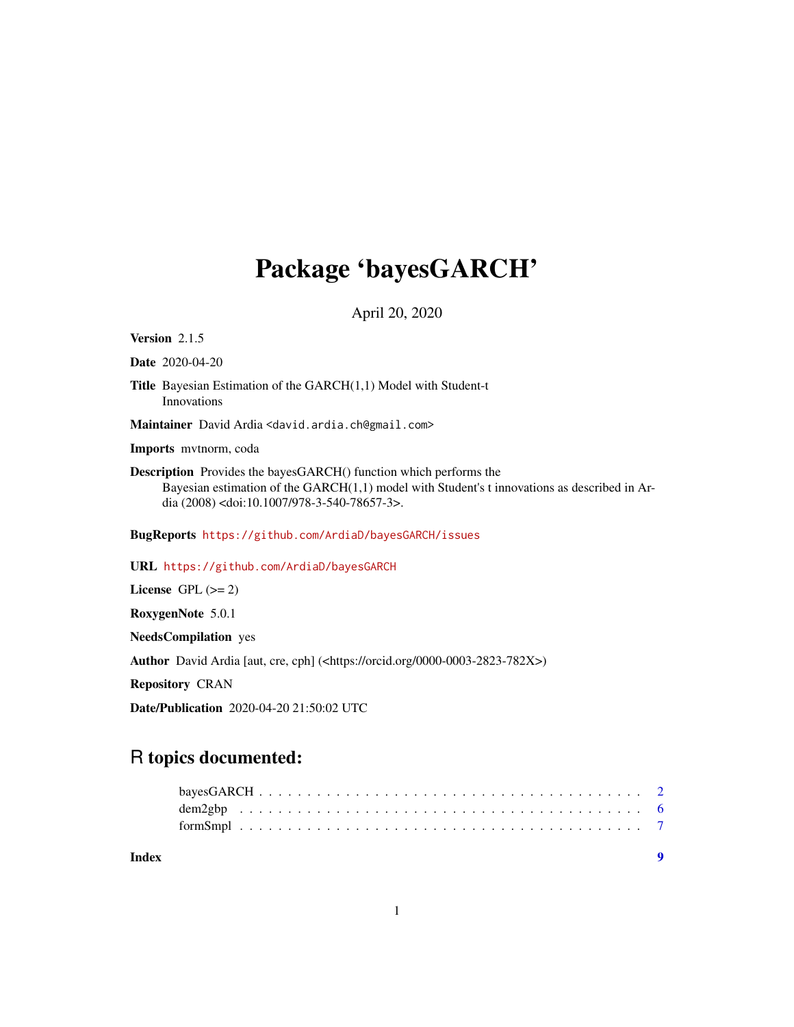# Package 'bayesGARCH'

April 20, 2020

**Version** 2.1.5

**Date** 2020-04-20

**Title** Bayesian Estimation of the GARCH(1,1) Model with Student-t Innovations

**Maintainer** David Ardia <david.ardia.ch@gmail.com>

**Imports** mvtnorm, coda

**Description** Provides the bayesGARCH() function which performs the Bayesian estimation of the GARCH(1,1) model with Student's t innovations as described in Ardia (2008) <doi:10.1007/978-3-540-78657-3>.

**BugReports** https://github.com/ArdiaD/bayesGARCH/issues

**URL** https://github.com/ArdiaD/bayesGARCH

**License** GPL (>= 2)

**RoxygenNote** 5.0.1

**NeedsCompilation** yes

**Author** David Ardia [aut, cre, cph] (<https://orcid.org/0000-0003-2823-782X>)

**Repository** CRAN

**Date/Publication** 2020-04-20 21:50:02 UTC

## R topics documented:

| | |
|---|---|
| bayesGARCH | 2 |
| dem2gbp | 6 |
| formSmpl | 7 |
| **Index** | **9** |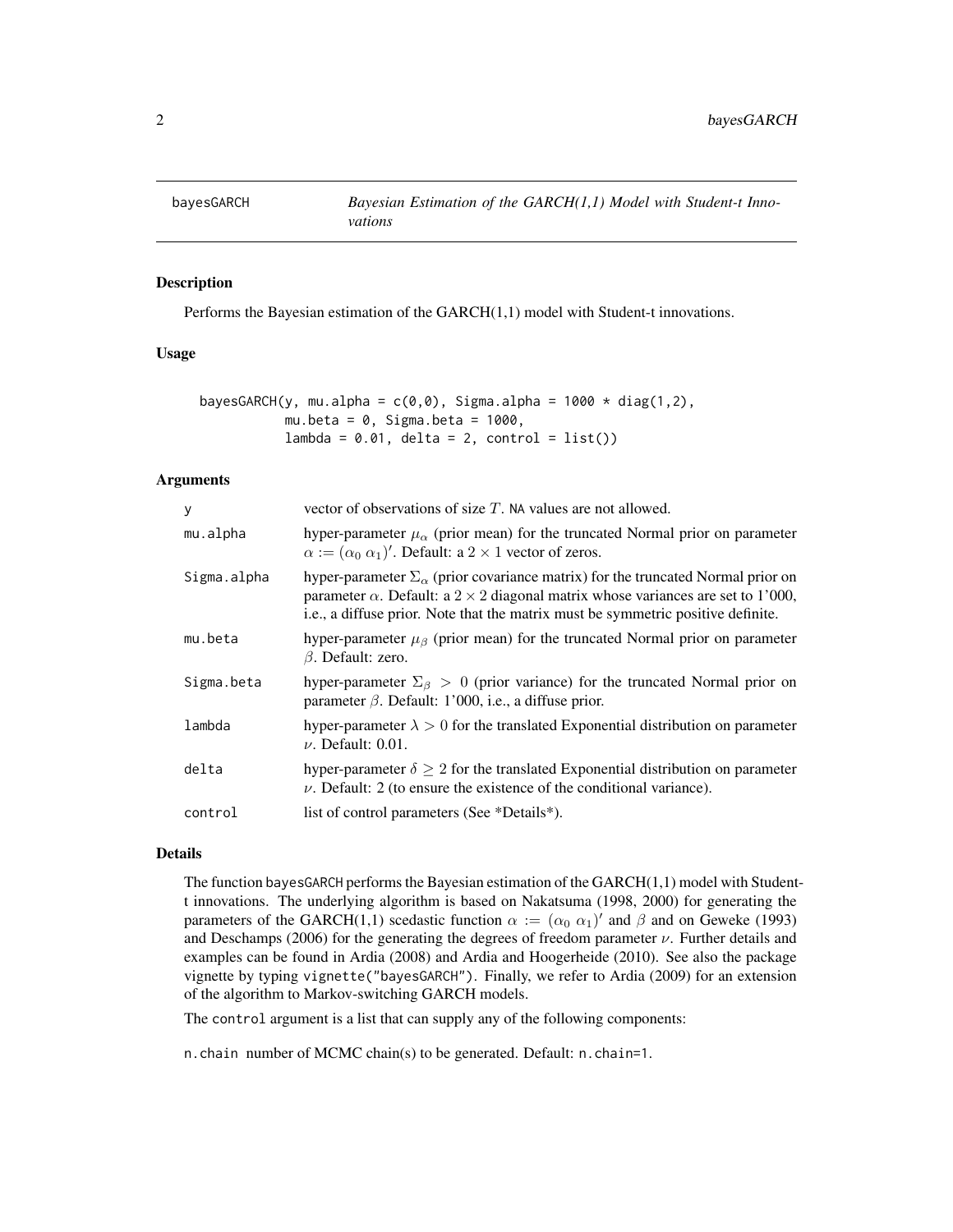## bayesGARCH *Bayesian Estimation of the GARCH(1,1) Model with Student-t Innovations*

### Description

Performs the Bayesian estimation of the GARCH(1,1) model with Student-t innovations.

### Usage

```
bayesGARCH(y, mu.alpha = c(0,0), Sigma.alpha = 1000 * diag(1,2),
           mu.beta = 0, Sigma.beta = 1000,
           lambda = 0.01, delta = 2, control = list())
```

### Arguments

| | |
|---|---|
| y | vector of observations of size $T$. NA values are not allowed. |
| mu.alpha | hyper-parameter $\mu_\alpha$ (prior mean) for the truncated Normal prior on parameter $\alpha := (\alpha_0 \; \alpha_1)'$. Default: a $2 \times 1$ vector of zeros. |
| Sigma.alpha | hyper-parameter $\Sigma_\alpha$ (prior covariance matrix) for the truncated Normal prior on parameter $\alpha$. Default: a $2 \times 2$ diagonal matrix whose variances are set to 1'000, i.e., a diffuse prior. Note that the matrix must be symmetric positive definite. |
| mu.beta | hyper-parameter $\mu_\beta$ (prior mean) for the truncated Normal prior on parameter $\beta$. Default: zero. |
| Sigma.beta | hyper-parameter $\Sigma_\beta > 0$ (prior variance) for the truncated Normal prior on parameter $\beta$. Default: 1'000, i.e., a diffuse prior. |
| lambda | hyper-parameter $\lambda > 0$ for the translated Exponential distribution on parameter $\nu$. Default: 0.01. |
| delta | hyper-parameter $\delta \geq 2$ for the translated Exponential distribution on parameter $\nu$. Default: 2 (to ensure the existence of the conditional variance). |
| control | list of control parameters (See *Details*). |

### Details

The function bayesGARCH performs the Bayesian estimation of the GARCH(1,1) model with Student-t innovations. The underlying algorithm is based on Nakatsuma (1998, 2000) for generating the parameters of the GARCH(1,1) scedastic function $\alpha := (\alpha_0 \; \alpha_1)'$ and $\beta$ and on Geweke (1993) and Deschamps (2006) for the generating the degrees of freedom parameter $\nu$. Further details and examples can be found in Ardia (2008) and Ardia and Hoogerheide (2010). See also the package vignette by typing `vignette("bayesGARCH")`. Finally, we refer to Ardia (2009) for an extension of the algorithm to Markov-switching GARCH models.

The `control` argument is a list that can supply any of the following components:

`n.chain` number of MCMC chain(s) to be generated. Default: `n.chain=1`.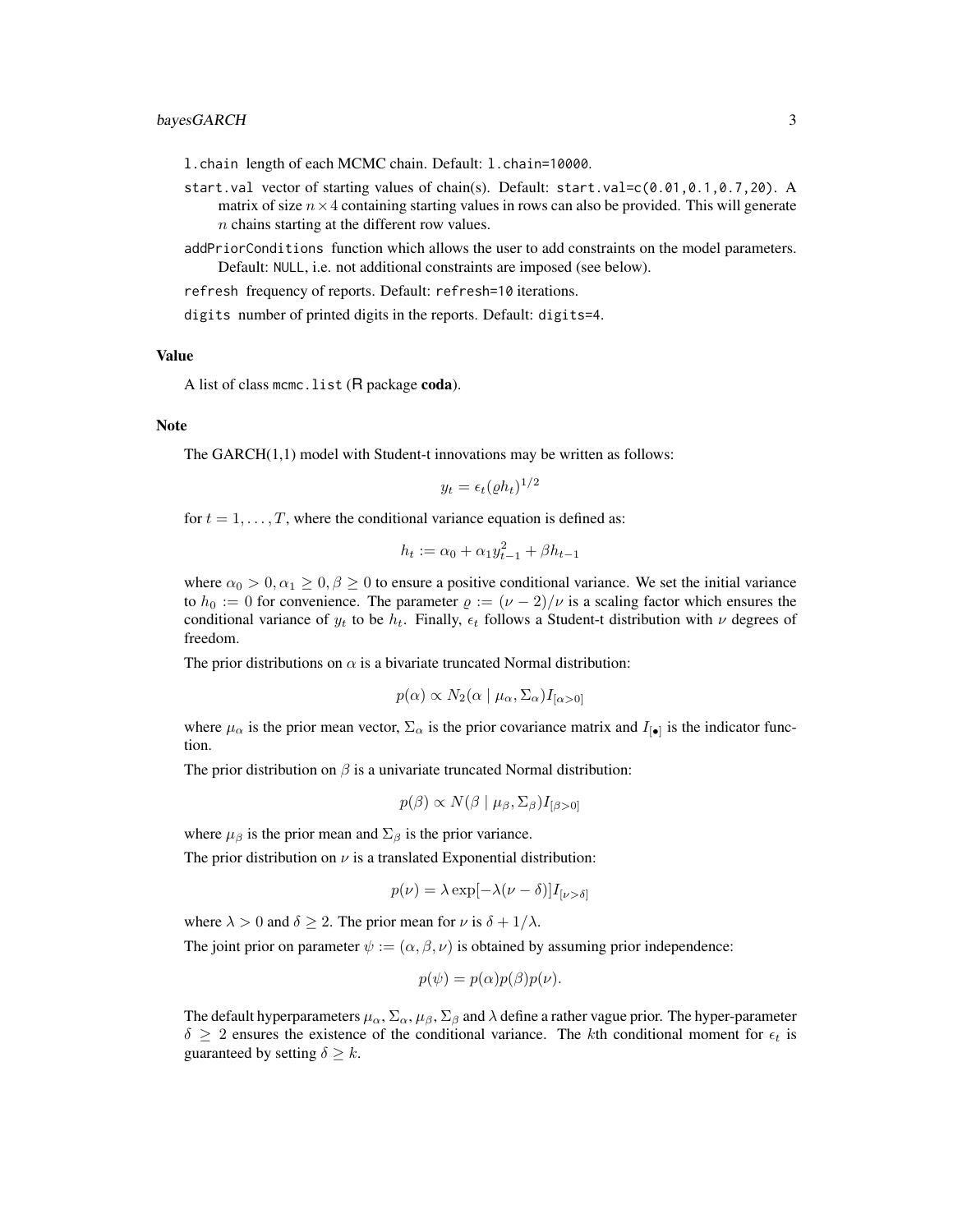`l.chain` length of each MCMC chain. Default: `l.chain=10000`.

`start.val` vector of starting values of chain(s). Default: `start.val=c(0.01,0.1,0.7,20)`. A matrix of size $n \times 4$ containing starting values in rows can also be provided. This will generate $n$ chains starting at the different row values.

`addPriorConditions` function which allows the user to add constraints on the model parameters. Default: `NULL`, i.e. not additional constraints are imposed (see below).

`refresh` frequency of reports. Default: `refresh=10` iterations.

`digits` number of printed digits in the reports. Default: `digits=4`.

### Value

A list of class `mcmc.list` (R package **coda**).

### Note

The GARCH(1,1) model with Student-t innovations may be written as follows:

$$y_t = \epsilon_t (\varrho h_t)^{1/2}$$

for $t = 1, \ldots, T$, where the conditional variance equation is defined as:

$$h_t := \alpha_0 + \alpha_1 y_{t-1}^2 + \beta h_{t-1}$$

where $\alpha_0 > 0, \alpha_1 \geq 0, \beta \geq 0$ to ensure a positive conditional variance. We set the initial variance to $h_0 := 0$ for convenience. The parameter $\varrho := (\nu - 2)/\nu$ is a scaling factor which ensures the conditional variance of $y_t$ to be $h_t$. Finally, $\epsilon_t$ follows a Student-t distribution with $\nu$ degrees of freedom.

The prior distributions on $\alpha$ is a bivariate truncated Normal distribution:

$$p(\alpha) \propto N_2(\alpha \mid \mu_\alpha, \Sigma_\alpha) I_{[\alpha > 0]}$$

where $\mu_\alpha$ is the prior mean vector, $\Sigma_\alpha$ is the prior covariance matrix and $I_{[\bullet]}$ is the indicator function.

The prior distribution on $\beta$ is a univariate truncated Normal distribution:

$$p(\beta) \propto N(\beta \mid \mu_\beta, \Sigma_\beta) I_{[\beta > 0]}$$

where $\mu_\beta$ is the prior mean and $\Sigma_\beta$ is the prior variance.

The prior distribution on $\nu$ is a translated Exponential distribution:

$$p(\nu) = \lambda \exp[-\lambda(\nu - \delta)] I_{[\nu > \delta]}$$

where $\lambda > 0$ and $\delta \geq 2$. The prior mean for $\nu$ is $\delta + 1/\lambda$.

The joint prior on parameter $\psi := (\alpha, \beta, \nu)$ is obtained by assuming prior independence:

$$p(\psi) = p(\alpha) p(\beta) p(\nu).$$

The default hyperparameters $\mu_\alpha, \Sigma_\alpha, \mu_\beta, \Sigma_\beta$ and $\lambda$ define a rather vague prior. The hyper-parameter $\delta \geq 2$ ensures the existence of the conditional variance. The $k$th conditional moment for $\epsilon_t$ is guaranteed by setting $\delta \geq k$.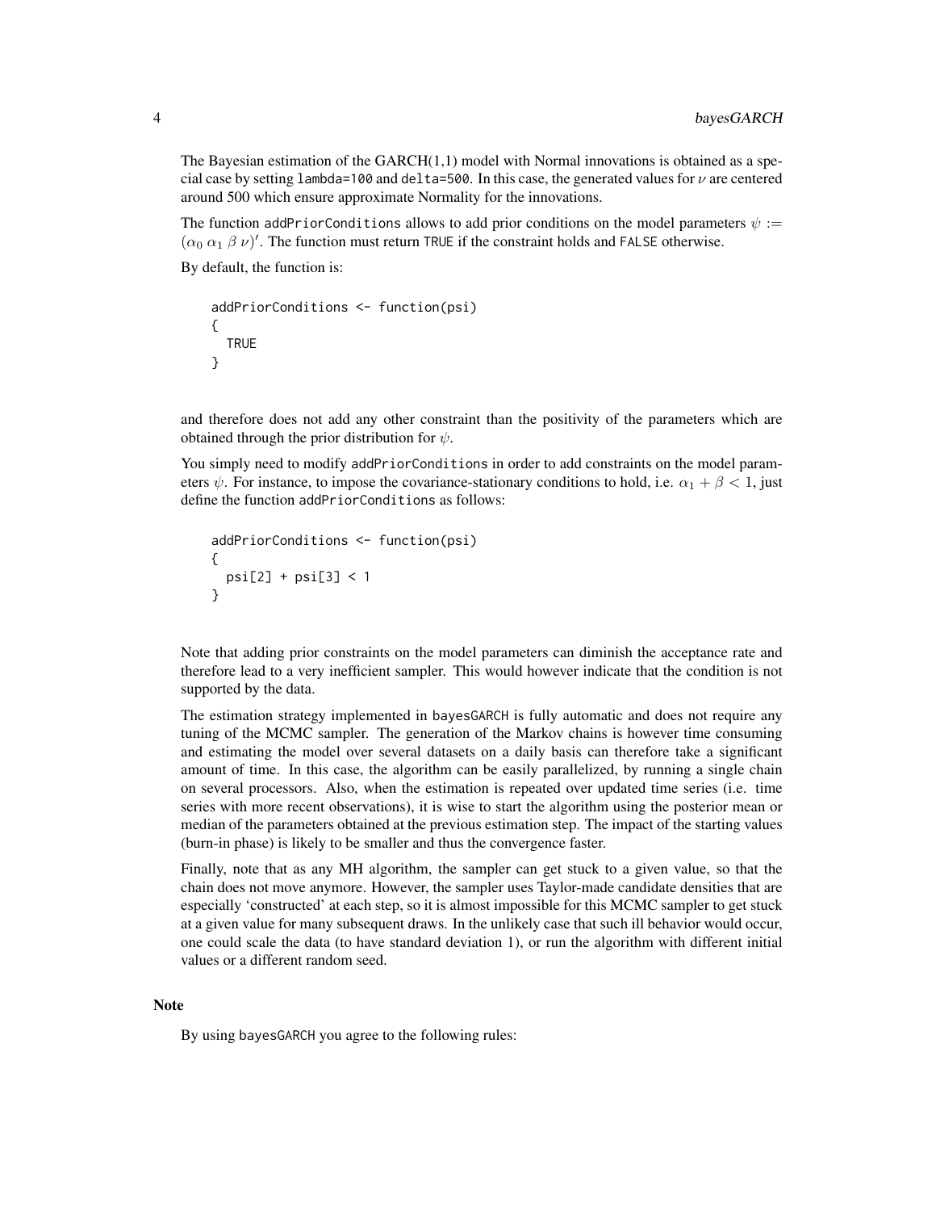The Bayesian estimation of the GARCH(1,1) model with Normal innovations is obtained as a special case by setting lambda=100 and delta=500. In this case, the generated values for $\nu$ are centered around 500 which ensure approximate Normality for the innovations.

The function addPriorConditions allows to add prior conditions on the model parameters $\psi := (\alpha_0\ \alpha_1\ \beta\ \nu)'$. The function must return TRUE if the constraint holds and FALSE otherwise.

By default, the function is:

```
addPriorConditions <- function(psi)
{
  TRUE
}
```

and therefore does not add any other constraint than the positivity of the parameters which are obtained through the prior distribution for $\psi$.

You simply need to modify addPriorConditions in order to add constraints on the model parameters $\psi$. For instance, to impose the covariance-stationary conditions to hold, i.e. $\alpha_1 + \beta < 1$, just define the function addPriorConditions as follows:

```
addPriorConditions <- function(psi)
{
  psi[2] + psi[3] < 1
}
```

Note that adding prior constraints on the model parameters can diminish the acceptance rate and therefore lead to a very inefficient sampler. This would however indicate that the condition is not supported by the data.

The estimation strategy implemented in bayesGARCH is fully automatic and does not require any tuning of the MCMC sampler. The generation of the Markov chains is however time consuming and estimating the model over several datasets on a daily basis can therefore take a significant amount of time. In this case, the algorithm can be easily parallelized, by running a single chain on several processors. Also, when the estimation is repeated over updated time series (i.e. time series with more recent observations), it is wise to start the algorithm using the posterior mean or median of the parameters obtained at the previous estimation step. The impact of the starting values (burn-in phase) is likely to be smaller and thus the convergence faster.

Finally, note that as any MH algorithm, the sampler can get stuck to a given value, so that the chain does not move anymore. However, the sampler uses Taylor-made candidate densities that are especially 'constructed' at each step, so it is almost impossible for this MCMC sampler to get stuck at a given value for many subsequent draws. In the unlikely case that such ill behavior would occur, one could scale the data (to have standard deviation 1), or run the algorithm with different initial values or a different random seed.

## Note

By using bayesGARCH you agree to the following rules: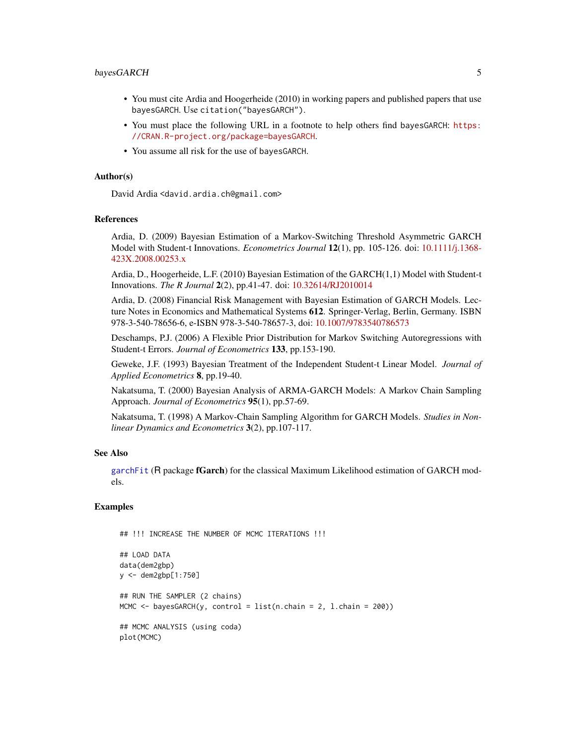- You must cite Ardia and Hoogerheide (2010) in working papers and published papers that use bayesGARCH. Use citation("bayesGARCH").
- You must place the following URL in a footnote to help others find bayesGARCH: https://CRAN.R-project.org/package=bayesGARCH.
- You assume all risk for the use of bayesGARCH.

### Author(s)

David Ardia <david.ardia.ch@gmail.com>

### References

Ardia, D. (2009) Bayesian Estimation of a Markov-Switching Threshold Asymmetric GARCH Model with Student-t Innovations. *Econometrics Journal* **12**(1), pp. 105-126. doi: 10.1111/j.1368-423X.2008.00253.x

Ardia, D., Hoogerheide, L.F. (2010) Bayesian Estimation of the GARCH(1,1) Model with Student-t Innovations. *The R Journal* **2**(2), pp.41-47. doi: 10.32614/RJ2010014

Ardia, D. (2008) Financial Risk Management with Bayesian Estimation of GARCH Models. Lecture Notes in Economics and Mathematical Systems **612**. Springer-Verlag, Berlin, Germany. ISBN 978-3-540-78656-6, e-ISBN 978-3-540-78657-3, doi: 10.1007/9783540786573

Deschamps, P.J. (2006) A Flexible Prior Distribution for Markov Switching Autoregressions with Student-t Errors. *Journal of Econometrics* **133**, pp.153-190.

Geweke, J.F. (1993) Bayesian Treatment of the Independent Student-t Linear Model. *Journal of Applied Econometrics* **8**, pp.19-40.

Nakatsuma, T. (2000) Bayesian Analysis of ARMA-GARCH Models: A Markov Chain Sampling Approach. *Journal of Econometrics* **95**(1), pp.57-69.

Nakatsuma, T. (1998) A Markov-Chain Sampling Algorithm for GARCH Models. *Studies in Nonlinear Dynamics and Econometrics* **3**(2), pp.107-117.

### See Also

garchFit (R package **fGarch**) for the classical Maximum Likelihood estimation of GARCH models.

### Examples

```
## !!! INCREASE THE NUMBER OF MCMC ITERATIONS !!!

## LOAD DATA
data(dem2gbp)
y <- dem2gbp[1:750]

## RUN THE SAMPLER (2 chains)
MCMC <- bayesGARCH(y, control = list(n.chain = 2, l.chain = 200))

## MCMC ANALYSIS (using coda)
plot(MCMC)
```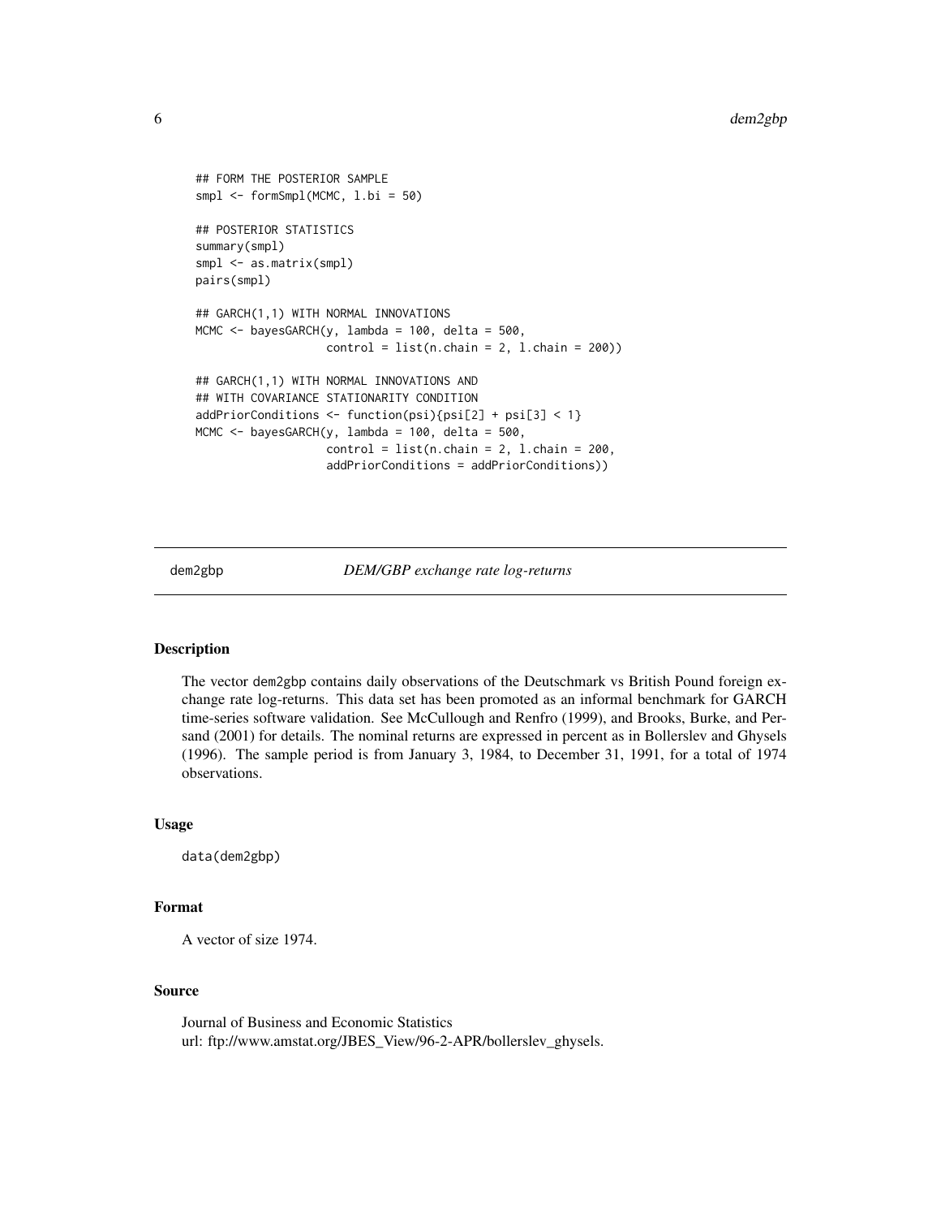```
## FORM THE POSTERIOR SAMPLE
smpl <- formSmpl(MCMC, l.bi = 50)

## POSTERIOR STATISTICS
summary(smpl)
smpl <- as.matrix(smpl)
pairs(smpl)

## GARCH(1,1) WITH NORMAL INNOVATIONS
MCMC <- bayesGARCH(y, lambda = 100, delta = 500,
                   control = list(n.chain = 2, l.chain = 200))

## GARCH(1,1) WITH NORMAL INNOVATIONS AND
## WITH COVARIANCE STATIONARITY CONDITION
addPriorConditions <- function(psi){psi[2] + psi[3] < 1}
MCMC <- bayesGARCH(y, lambda = 100, delta = 500,
                   control = list(n.chain = 2, l.chain = 200,
                   addPriorConditions = addPriorConditions))
```

---

## dem2gbp — *DEM/GBP exchange rate log-returns*

### Description

The vector `dem2gbp` contains daily observations of the Deutschmark vs British Pound foreign exchange rate log-returns. This data set has been promoted as an informal benchmark for GARCH time-series software validation. See McCullough and Renfro (1999), and Brooks, Burke, and Persand (2001) for details. The nominal returns are expressed in percent as in Bollerslev and Ghysels (1996). The sample period is from January 3, 1984, to December 31, 1991, for a total of 1974 observations.

### Usage

```
data(dem2gbp)
```

### Format

A vector of size 1974.

### Source

Journal of Business and Economic Statistics
url: ftp://www.amstat.org/JBES_View/96-2-APR/bollerslev_ghysels.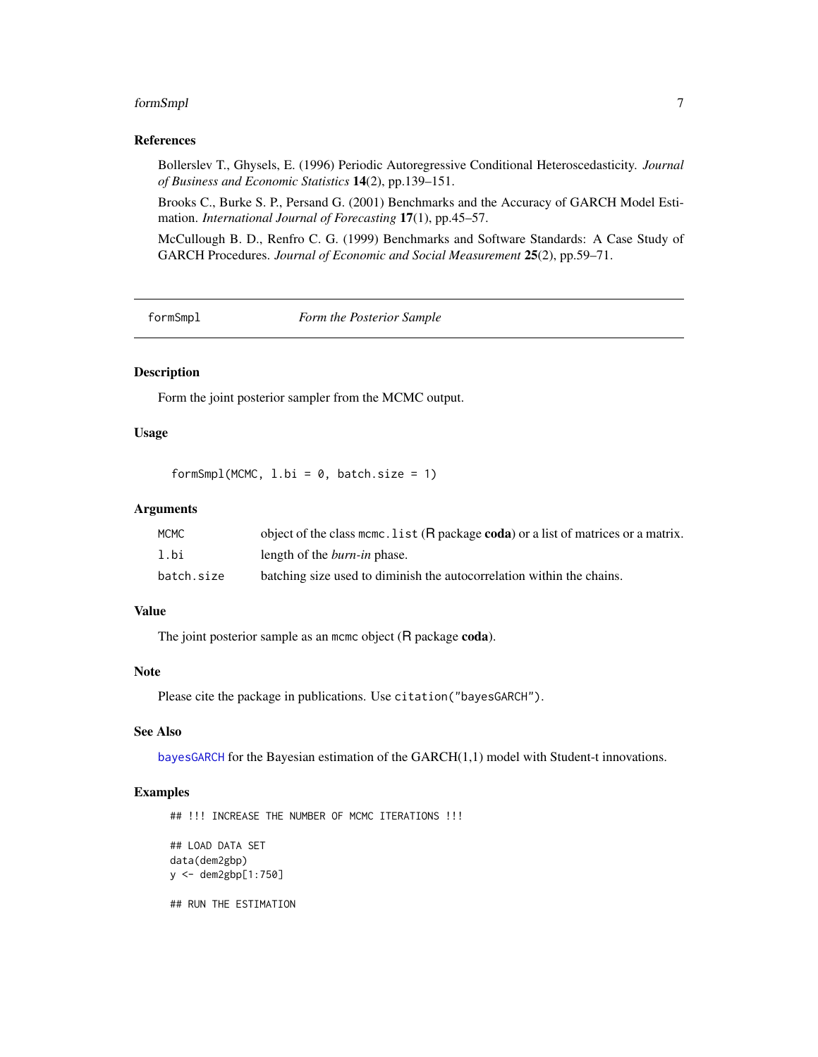### References

Bollerslev T., Ghysels, E. (1996) Periodic Autoregressive Conditional Heteroscedasticity. *Journal of Business and Economic Statistics* **14**(2), pp.139–151.

Brooks C., Burke S. P., Persand G. (2001) Benchmarks and the Accuracy of GARCH Model Estimation. *International Journal of Forecasting* **17**(1), pp.45–57.

McCullough B. D., Renfro C. G. (1999) Benchmarks and Software Standards: A Case Study of GARCH Procedures. *Journal of Economic and Social Measurement* **25**(2), pp.59–71.

---

## formSmpl — *Form the Posterior Sample*

---

### Description

Form the joint posterior sampler from the MCMC output.

### Usage

```
formSmpl(MCMC, l.bi = 0, batch.size = 1)
```

### Arguments

| | |
|---|---|
| `MCMC` | object of the class `mcmc.list` (R package **coda**) or a list of matrices or a matrix. |
| `l.bi` | length of the *burn-in* phase. |
| `batch.size` | batching size used to diminish the autocorrelation within the chains. |

### Value

The joint posterior sample as an `mcmc` object (R package **coda**).

### Note

Please cite the package in publications. Use `citation("bayesGARCH")`.

### See Also

`bayesGARCH` for the Bayesian estimation of the GARCH(1,1) model with Student-t innovations.

### Examples

```
## !!! INCREASE THE NUMBER OF MCMC ITERATIONS !!!

## LOAD DATA SET
data(dem2gbp)
y <- dem2gbp[1:750]

## RUN THE ESTIMATION
```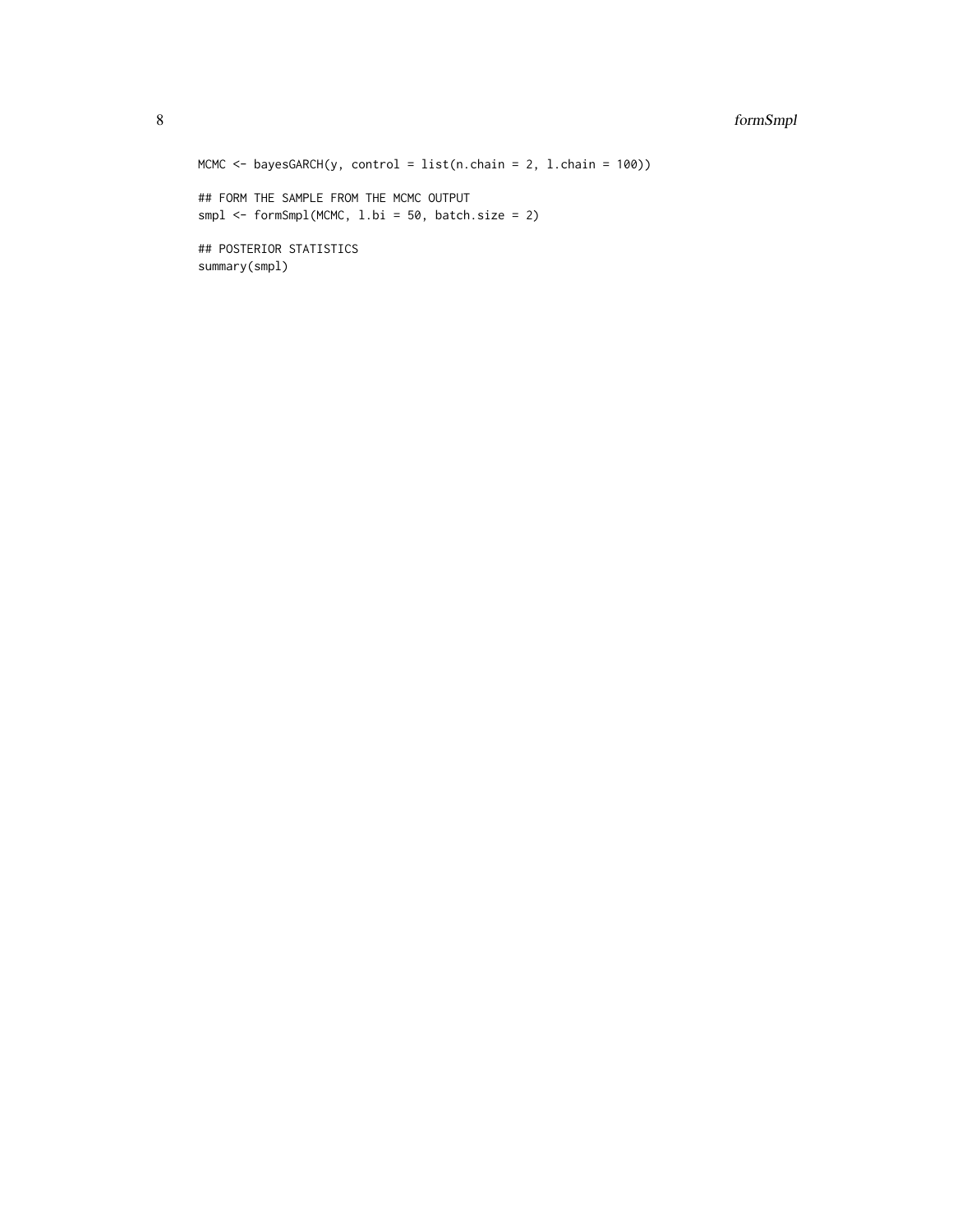```
MCMC <- bayesGARCH(y, control = list(n.chain = 2, l.chain = 100))

## FORM THE SAMPLE FROM THE MCMC OUTPUT
smpl <- formSmpl(MCMC, l.bi = 50, batch.size = 2)

## POSTERIOR STATISTICS
summary(smpl)
```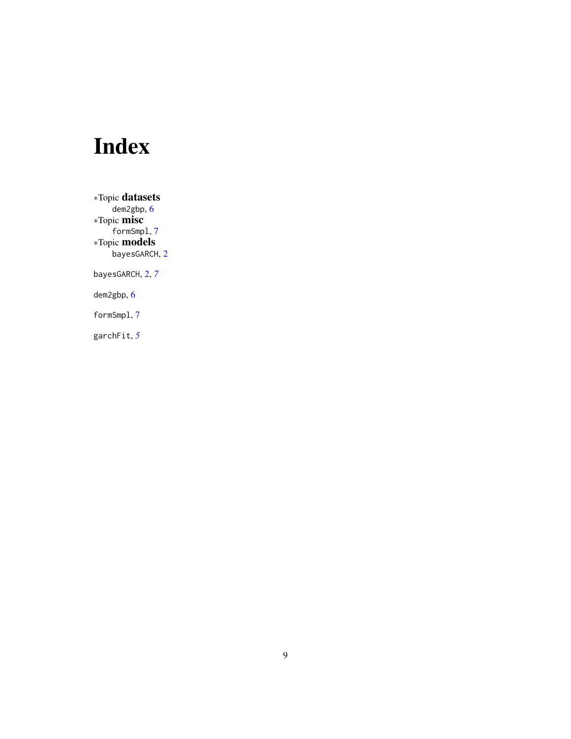# Index

*Topic **datasets**
  dem2gbp, 6
*Topic **misc**
  formSmpl, 7
*Topic **models**
  bayesGARCH, 2

bayesGARCH, 2, *7*

dem2gbp, 6

formSmpl, 7

garchFit, *5*